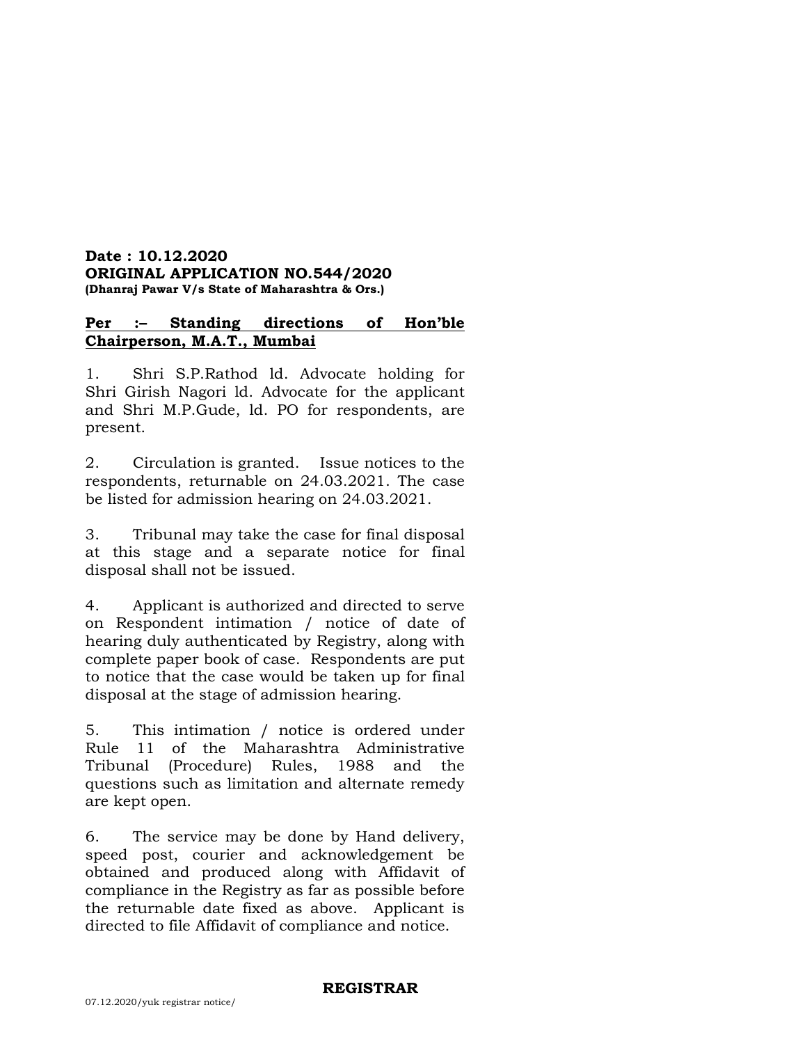**Date : 10.12.2020**
**ORIGINAL APPLICATION NO.544/2020**
**(Dhanraj Pawar V/s State of Maharashtra & Ors.)**

**Per :– Standing directions of Hon'ble Chairperson, M.A.T., Mumbai**

1. Shri S.P.Rathod ld. Advocate holding for Shri Girish Nagori ld. Advocate for the applicant and Shri M.P.Gude, ld. PO for respondents, are present.

2. Circulation is granted. Issue notices to the respondents, returnable on 24.03.2021. The case be listed for admission hearing on 24.03.2021.

3. Tribunal may take the case for final disposal at this stage and a separate notice for final disposal shall not be issued.

4. Applicant is authorized and directed to serve on Respondent intimation / notice of date of hearing duly authenticated by Registry, along with complete paper book of case. Respondents are put to notice that the case would be taken up for final disposal at the stage of admission hearing.

5. This intimation / notice is ordered under Rule 11 of the Maharashtra Administrative Tribunal (Procedure) Rules, 1988 and the questions such as limitation and alternate remedy are kept open.

6. The service may be done by Hand delivery, speed post, courier and acknowledgement be obtained and produced along with Affidavit of compliance in the Registry as far as possible before the returnable date fixed as above. Applicant is directed to file Affidavit of compliance and notice.

**REGISTRAR**

07.12.2020/yuk registrar notice/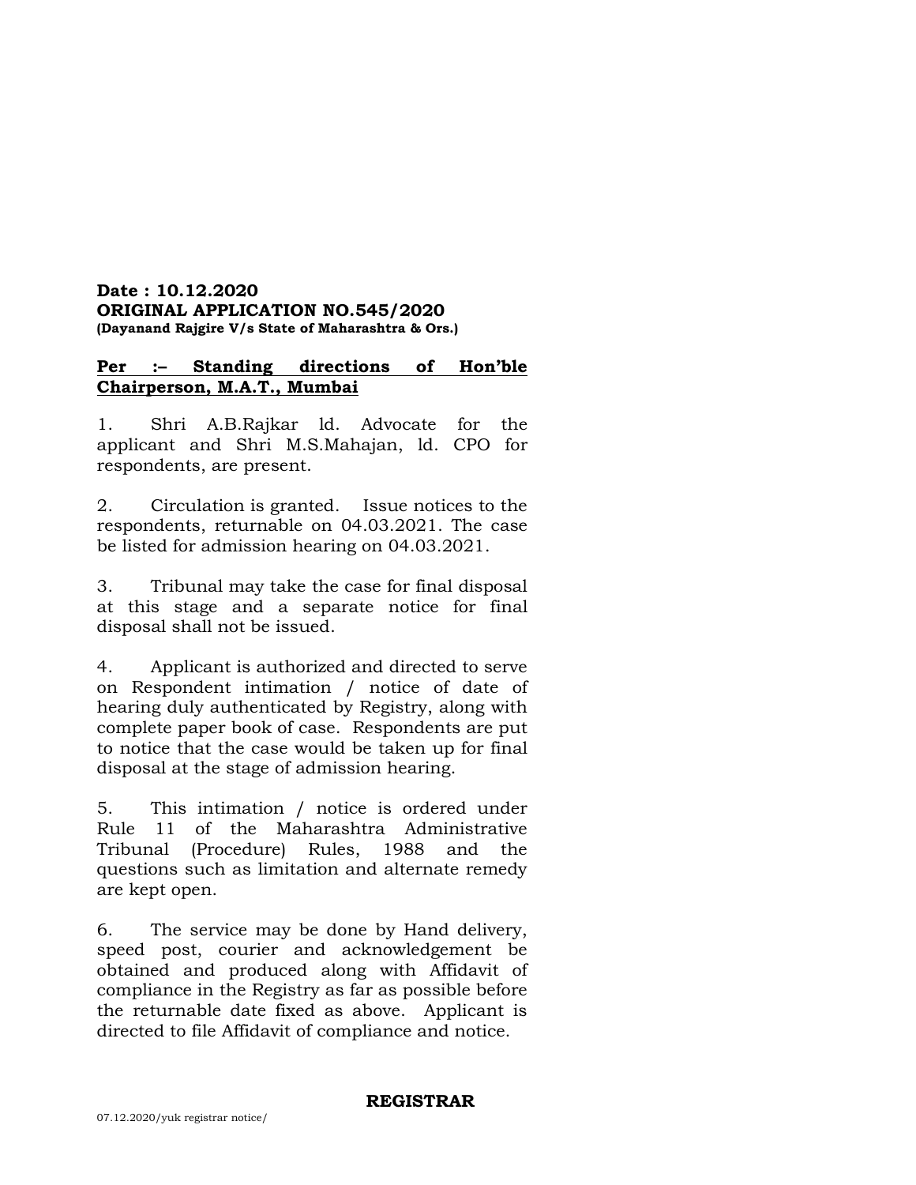**Date : 10.12.2020**
**ORIGINAL APPLICATION NO.545/2020**
**(Dayanand Rajgire V/s State of Maharashtra & Ors.)**

**Per :– Standing directions of Hon'ble Chairperson, M.A.T., Mumbai**

1. Shri A.B.Rajkar ld. Advocate for the applicant and Shri M.S.Mahajan, ld. CPO for respondents, are present.

2. Circulation is granted. Issue notices to the respondents, returnable on 04.03.2021. The case be listed for admission hearing on 04.03.2021.

3. Tribunal may take the case for final disposal at this stage and a separate notice for final disposal shall not be issued.

4. Applicant is authorized and directed to serve on Respondent intimation / notice of date of hearing duly authenticated by Registry, along with complete paper book of case. Respondents are put to notice that the case would be taken up for final disposal at the stage of admission hearing.

5. This intimation / notice is ordered under Rule 11 of the Maharashtra Administrative Tribunal (Procedure) Rules, 1988 and the questions such as limitation and alternate remedy are kept open.

6. The service may be done by Hand delivery, speed post, courier and acknowledgement be obtained and produced along with Affidavit of compliance in the Registry as far as possible before the returnable date fixed as above. Applicant is directed to file Affidavit of compliance and notice.

**REGISTRAR**

07.12.2020/yuk registrar notice/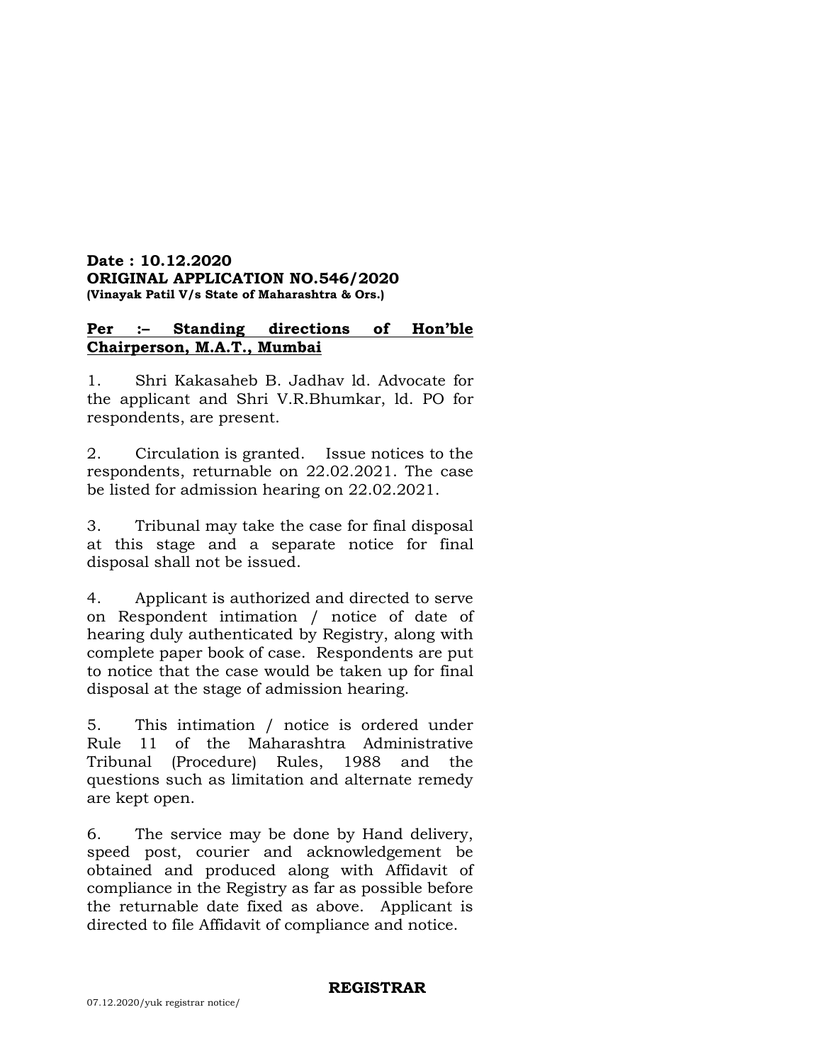**Date : 10.12.2020**
**ORIGINAL APPLICATION NO.546/2020**
**(Vinayak Patil V/s State of Maharashtra & Ors.)**

**Per :– Standing directions of Hon'ble Chairperson, M.A.T., Mumbai**

1. Shri Kakasaheb B. Jadhav ld. Advocate for the applicant and Shri V.R.Bhumkar, ld. PO for respondents, are present.

2. Circulation is granted. Issue notices to the respondents, returnable on 22.02.2021. The case be listed for admission hearing on 22.02.2021.

3. Tribunal may take the case for final disposal at this stage and a separate notice for final disposal shall not be issued.

4. Applicant is authorized and directed to serve on Respondent intimation / notice of date of hearing duly authenticated by Registry, along with complete paper book of case. Respondents are put to notice that the case would be taken up for final disposal at the stage of admission hearing.

5. This intimation / notice is ordered under Rule 11 of the Maharashtra Administrative Tribunal (Procedure) Rules, 1988 and the questions such as limitation and alternate remedy are kept open.

6. The service may be done by Hand delivery, speed post, courier and acknowledgement be obtained and produced along with Affidavit of compliance in the Registry as far as possible before the returnable date fixed as above. Applicant is directed to file Affidavit of compliance and notice.

**REGISTRAR**

07.12.2020/yuk registrar notice/